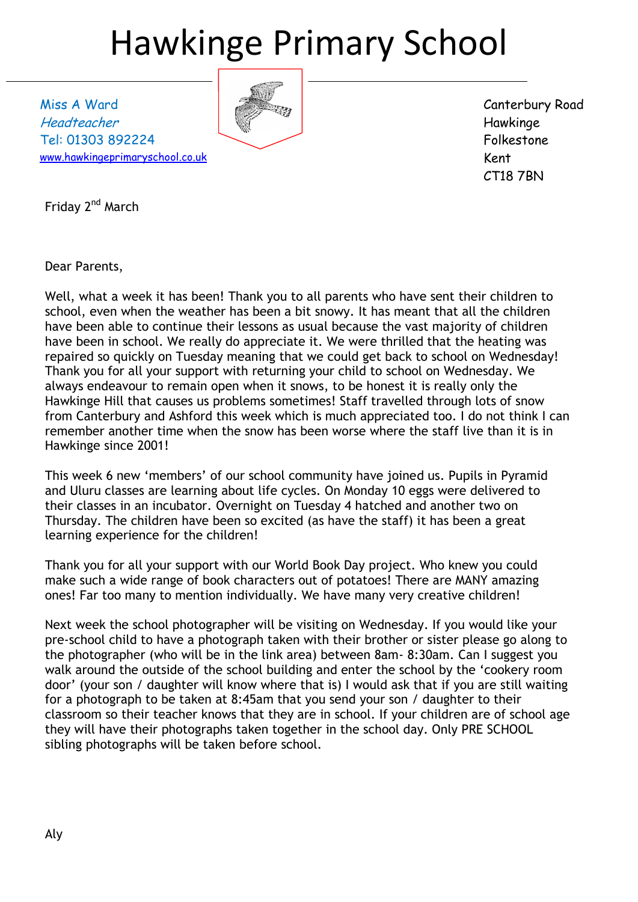# Hawkinge Primary School

*Miss A Ward*
*Headteacher*
Tel: 01303 892224
www.hawkingeprimaryschool.co.uk

Canterbury Road
Hawkinge
Folkestone
Kent
CT18 7BN

Friday 2nd March

Dear Parents,

Well, what a week it has been! Thank you to all parents who have sent their children to school, even when the weather has been a bit snowy. It has meant that all the children have been able to continue their lessons as usual because the vast majority of children have been in school. We really do appreciate it. We were thrilled that the heating was repaired so quickly on Tuesday meaning that we could get back to school on Wednesday! Thank you for all your support with returning your child to school on Wednesday. We always endeavour to remain open when it snows, to be honest it is really only the Hawkinge Hill that causes us problems sometimes! Staff travelled through lots of snow from Canterbury and Ashford this week which is much appreciated too. I do not think I can remember another time when the snow has been worse where the staff live than it is in Hawkinge since 2001!

This week 6 new 'members' of our school community have joined us. Pupils in Pyramid and Uluru classes are learning about life cycles. On Monday 10 eggs were delivered to their classes in an incubator. Overnight on Tuesday 4 hatched and another two on Thursday. The children have been so excited (as have the staff) it has been a great learning experience for the children!

Thank you for all your support with our World Book Day project. Who knew you could make such a wide range of book characters out of potatoes! There are MANY amazing ones! Far too many to mention individually. We have many very creative children!

Next week the school photographer will be visiting on Wednesday. If you would like your pre-school child to have a photograph taken with their brother or sister please go along to the photographer (who will be in the link area) between 8am- 8:30am. Can I suggest you walk around the outside of the school building and enter the school by the 'cookery room door' (your son / daughter will know where that is) I would ask that if you are still waiting for a photograph to be taken at 8:45am that you send your son / daughter to their classroom so their teacher knows that they are in school. If your children are of school age they will have their photographs taken together in the school day. Only PRE SCHOOL sibling photographs will be taken before school.

Aly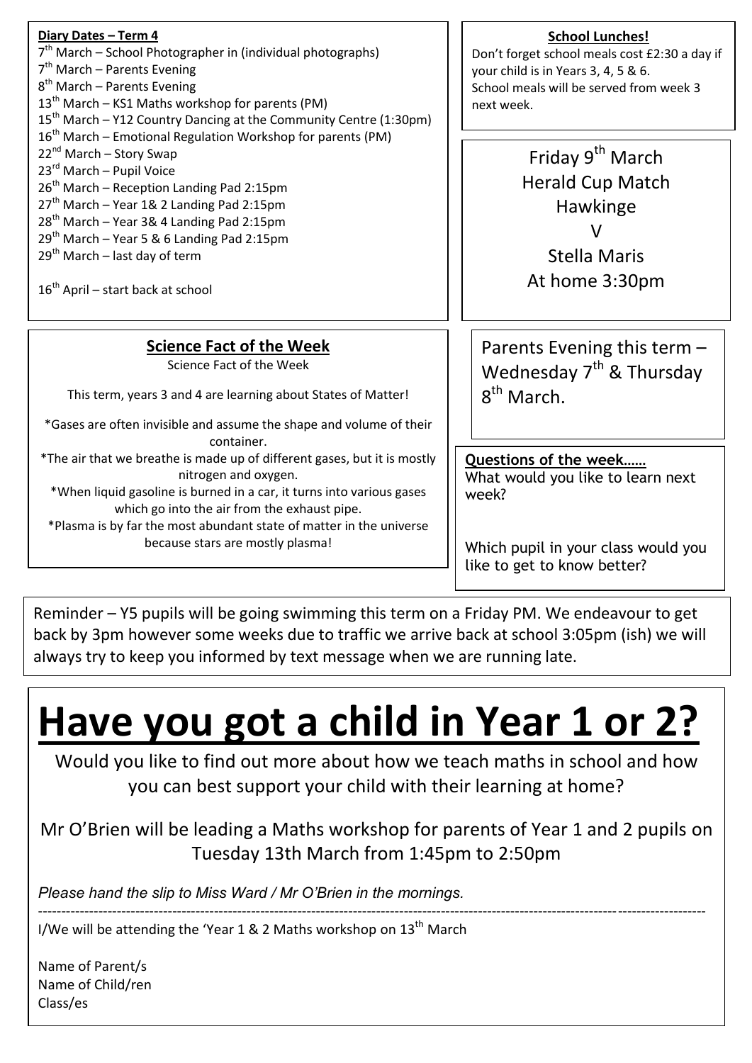**Diary Dates – Term 4**

7th March – School Photographer in (individual photographs)
7th March – Parents Evening
8th March – Parents Evening
13th March – KS1 Maths workshop for parents (PM)
15th March – Y12 Country Dancing at the Community Centre (1:30pm)
16th March – Emotional Regulation Workshop for parents (PM)
22nd March – Story Swap
23rd March – Pupil Voice
26th March – Reception Landing Pad 2:15pm
27th March – Year 1& 2 Landing Pad 2:15pm
28th March – Year 3& 4 Landing Pad 2:15pm
29th March – Year 5 & 6 Landing Pad 2:15pm
29th March – last day of term

16th April – start back at school

**School Lunches!**

Don't forget school meals cost £2:30 a day if your child is in Years 3, 4, 5 & 6.
School meals will be served from week 3 next week.

Friday 9th March
Herald Cup Match
Hawkinge
V
Stella Maris
At home 3:30pm

**Science Fact of the Week**

Science Fact of the Week

This term, years 3 and 4 are learning about States of Matter!

*Gases are often invisible and assume the shape and volume of their container.
*The air that we breathe is made up of different gases, but it is mostly nitrogen and oxygen.
*When liquid gasoline is burned in a car, it turns into various gases which go into the air from the exhaust pipe.
*Plasma is by far the most abundant state of matter in the universe because stars are mostly plasma!

Parents Evening this term – Wednesday 7th & Thursday 8th March.

**Questions of the week……**

What would you like to learn next week?

Which pupil in your class would you like to get to know better?

Reminder – Y5 pupils will be going swimming this term on a Friday PM. We endeavour to get back by 3pm however some weeks due to traffic we arrive back at school 3:05pm (ish) we will always try to keep you informed by text message when we are running late.

# Have you got a child in Year 1 or 2?

Would you like to find out more about how we teach maths in school and how you can best support your child with their learning at home?

Mr O'Brien will be leading a Maths workshop for parents of Year 1 and 2 pupils on Tuesday 13th March from 1:45pm to 2:50pm

*Please hand the slip to Miss Ward / Mr O'Brien in the mornings.*

---

I/We will be attending the 'Year 1 & 2 Maths workshop on 13th March

Name of Parent/s
Name of Child/ren
Class/es